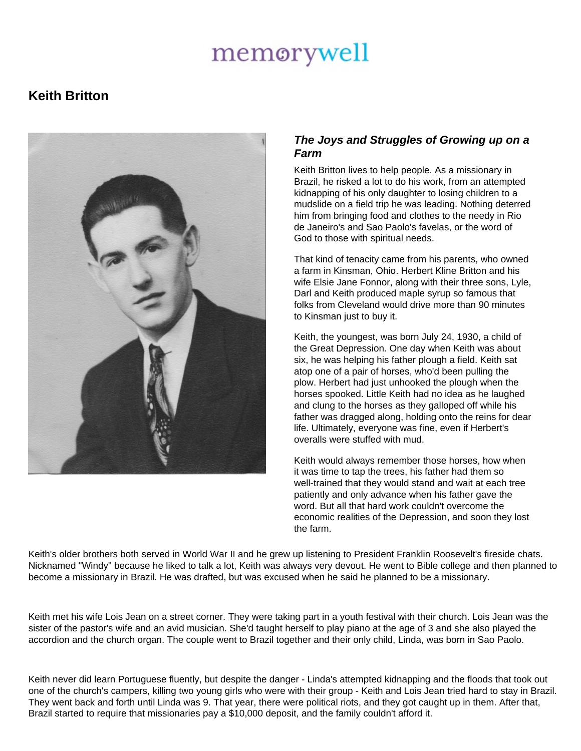memorywell

# Keith Britton

### *The Joys and Struggles of Growing up on a Farm*

Keith Britton lives to help people. As a missionary in Brazil, he risked a lot to do his work, from an attempted kidnapping of his only daughter to losing children to a mudslide on a field trip he was leading. Nothing deterred him from bringing food and clothes to the needy in Rio de Janeiro's and Sao Paolo's favelas, or the word of God to those with spiritual needs.

That kind of tenacity came from his parents, who owned a farm in Kinsman, Ohio. Herbert Kline Britton and his wife Elsie Jane Fonnor, along with their three sons, Lyle, Darl and Keith produced maple syrup so famous that folks from Cleveland would drive more than 90 minutes to Kinsman just to buy it.

Keith, the youngest, was born July 24, 1930, a child of the Great Depression. One day when Keith was about six, he was helping his father plough a field. Keith sat atop one of a pair of horses, who'd been pulling the plow. Herbert had just unhooked the plough when the horses spooked. Little Keith had no idea as he laughed and clung to the horses as they galloped off while his father was dragged along, holding onto the reins for dear life. Ultimately, everyone was fine, even if Herbert's overalls were stuffed with mud.

Keith would always remember those horses, how when it was time to tap the trees, his father had them so well-trained that they would stand and wait at each tree patiently and only advance when his father gave the word. But all that hard work couldn't overcome the economic realities of the Depression, and soon they lost the farm.

Keith's older brothers both served in World War II and he grew up listening to President Franklin Roosevelt's fireside chats. Nicknamed "Windy" because he liked to talk a lot, Keith was always very devout. He went to Bible college and then planned to become a missionary in Brazil. He was drafted, but was excused when he said he planned to be a missionary.

Keith met his wife Lois Jean on a street corner. They were taking part in a youth festival with their church. Lois Jean was the sister of the pastor's wife and an avid musician. She'd taught herself to play piano at the age of 3 and she also played the accordion and the church organ. The couple went to Brazil together and their only child, Linda, was born in Sao Paolo.

Keith never did learn Portuguese fluently, but despite the danger - Linda's attempted kidnapping and the floods that took out one of the church's campers, killing two young girls who were with their group - Keith and Lois Jean tried hard to stay in Brazil. They went back and forth until Linda was 9. That year, there were political riots, and they got caught up in them. After that, Brazil started to require that missionaries pay a $10,000 deposit, and the family couldn't afford it.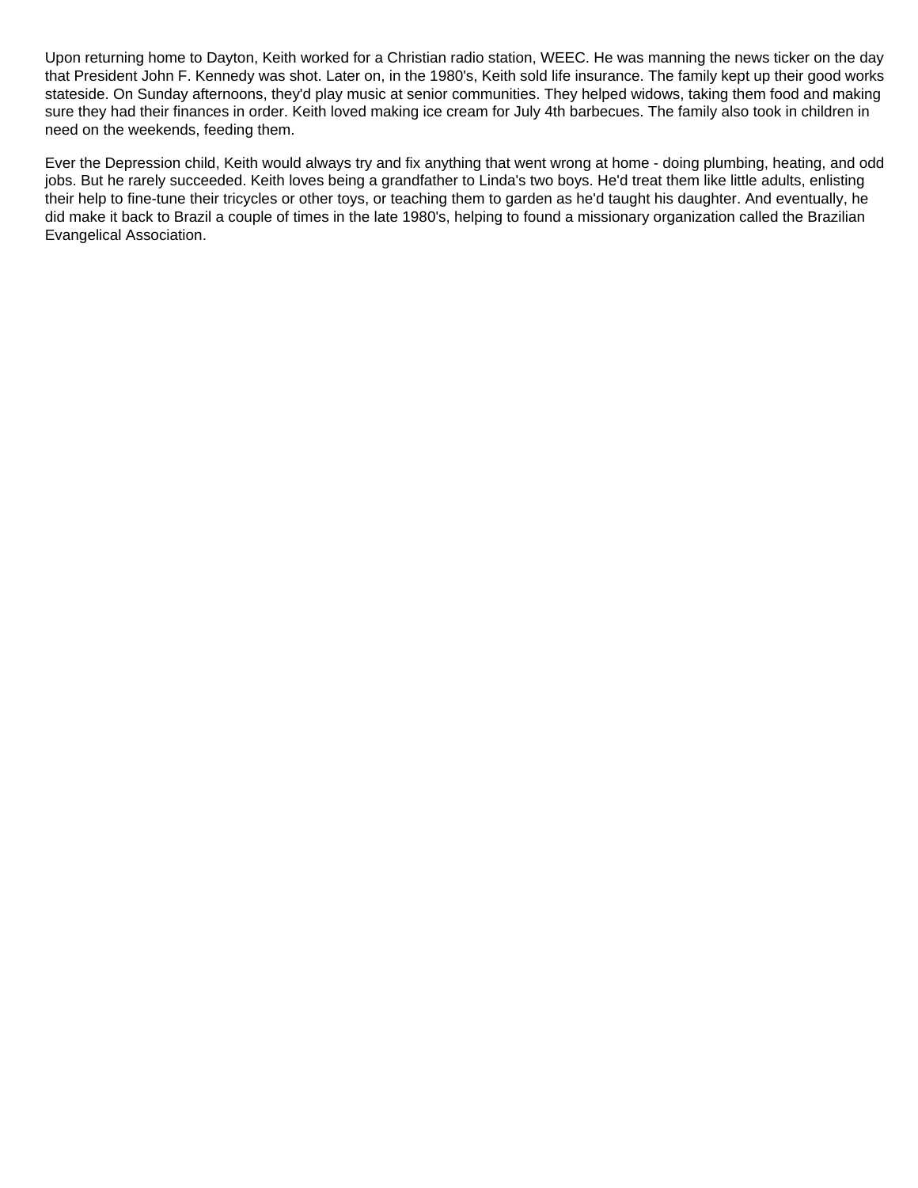Upon returning home to Dayton, Keith worked for a Christian radio station, WEEC. He was manning the news ticker on the day that President John F. Kennedy was shot. Later on, in the 1980's, Keith sold life insurance. The family kept up their good works stateside. On Sunday afternoons, they'd play music at senior communities. They helped widows, taking them food and making sure they had their finances in order. Keith loved making ice cream for July 4th barbecues. The family also took in children in need on the weekends, feeding them.

Ever the Depression child, Keith would always try and fix anything that went wrong at home - doing plumbing, heating, and odd jobs. But he rarely succeeded. Keith loves being a grandfather to Linda's two boys. He'd treat them like little adults, enlisting their help to fine-tune their tricycles or other toys, or teaching them to garden as he'd taught his daughter. And eventually, he did make it back to Brazil a couple of times in the late 1980's, helping to found a missionary organization called the Brazilian Evangelical Association.